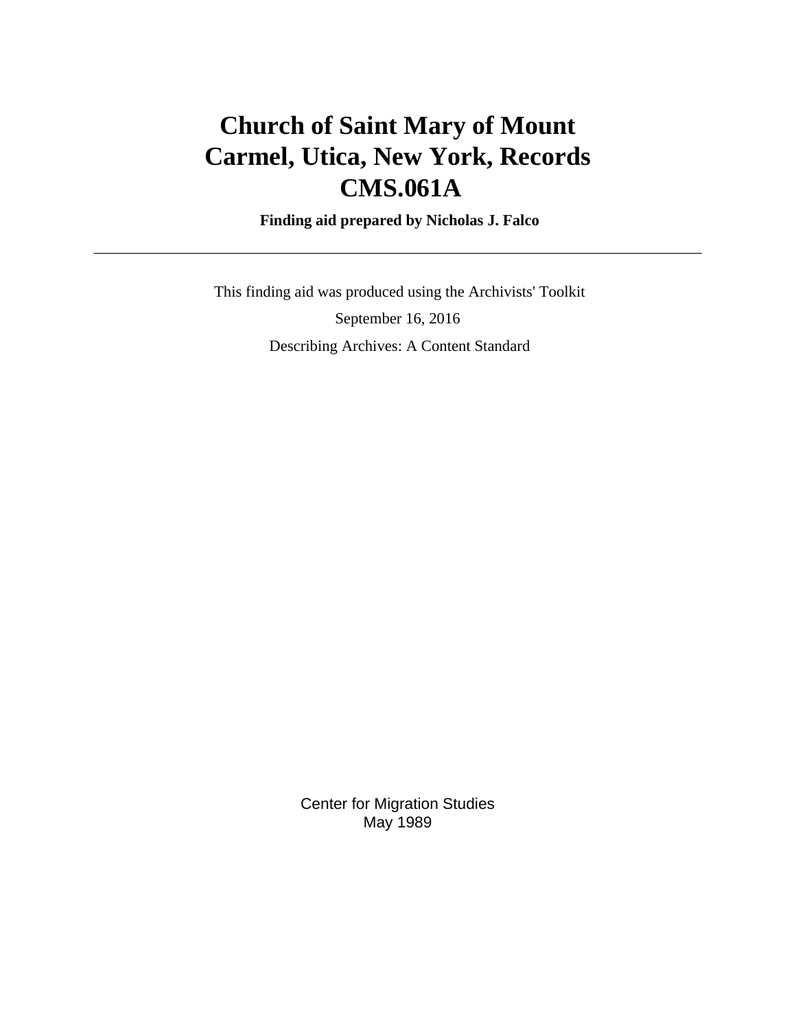# Church of Saint Mary of Mount Carmel, Utica, New York, Records CMS.061A

**Finding aid prepared by Nicholas J. Falco**

---

This finding aid was produced using the Archivists' Toolkit

September 16, 2016

Describing Archives: A Content Standard

Center for Migration Studies
May 1989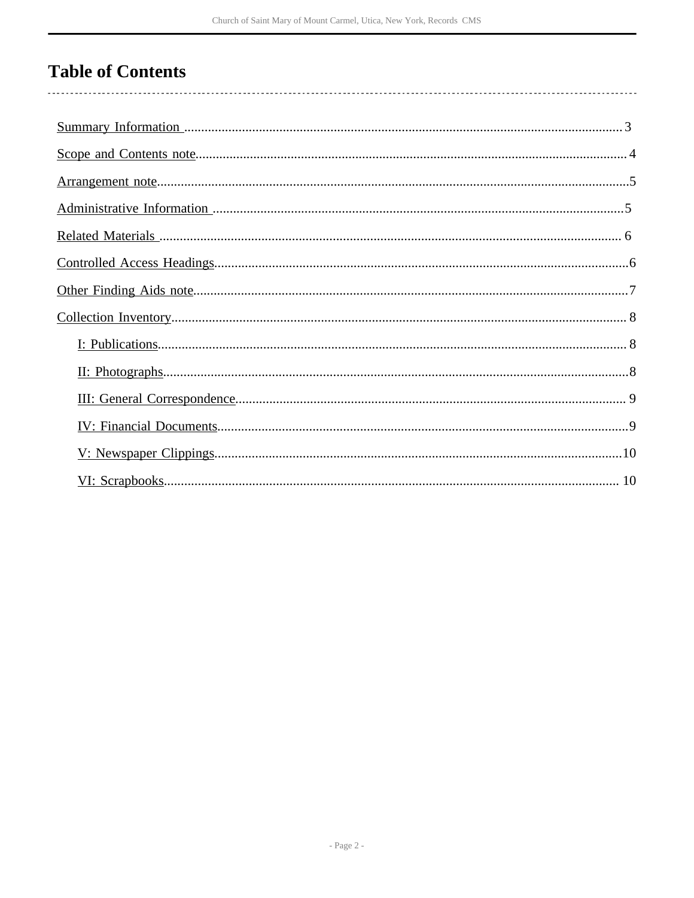# Table of Contents

- Summary Information .......... 3
- Scope and Contents note .......... 4
- Arrangement note .......... 5
- Administrative Information .......... 5
- Related Materials .......... 6
- Controlled Access Headings .......... 6
- Other Finding Aids note .......... 7
- Collection Inventory .......... 8
  - I: Publications .......... 8
  - II: Photographs .......... 8
  - III: General Correspondence .......... 9
  - IV: Financial Documents .......... 9
  - V: Newspaper Clippings .......... 10
  - VI: Scrapbooks .......... 10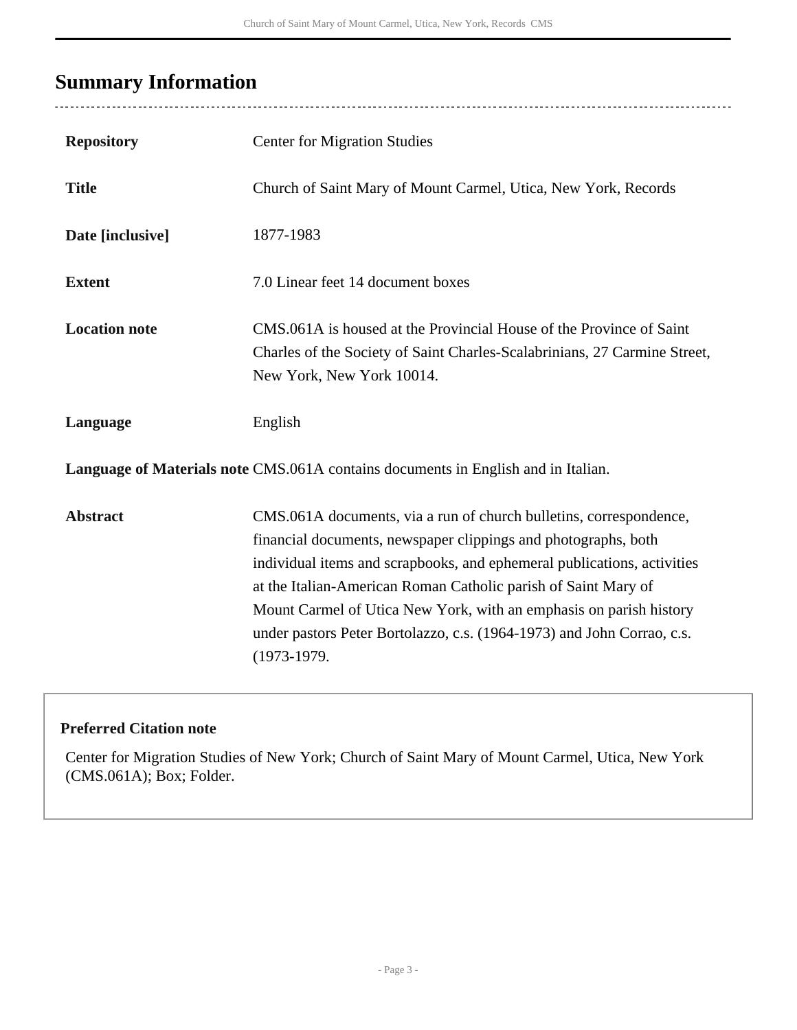## Summary Information

| | |
|---|---|
| **Repository** | Center for Migration Studies |
| **Title** | Church of Saint Mary of Mount Carmel, Utica, New York, Records |
| **Date [inclusive]** | 1877-1983 |
| **Extent** | 7.0 Linear feet 14 document boxes |
| **Location note** | CMS.061A is housed at the Provincial House of the Province of Saint Charles of the Society of Saint Charles-Scalabrinians, 27 Carmine Street, New York, New York 10014. |
| **Language** | English |
| **Language of Materials note** | CMS.061A contains documents in English and in Italian. |
| **Abstract** | CMS.061A documents, via a run of church bulletins, correspondence, financial documents, newspaper clippings and photographs, both individual items and scrapbooks, and ephemeral publications, activities at the Italian-American Roman Catholic parish of Saint Mary of Mount Carmel of Utica New York, with an emphasis on parish history under pastors Peter Bortolazzo, c.s. (1964-1973) and John Corrao, c.s. (1973-1979. |

**Preferred Citation note**

Center for Migration Studies of New York; Church of Saint Mary of Mount Carmel, Utica, New York (CMS.061A); Box; Folder.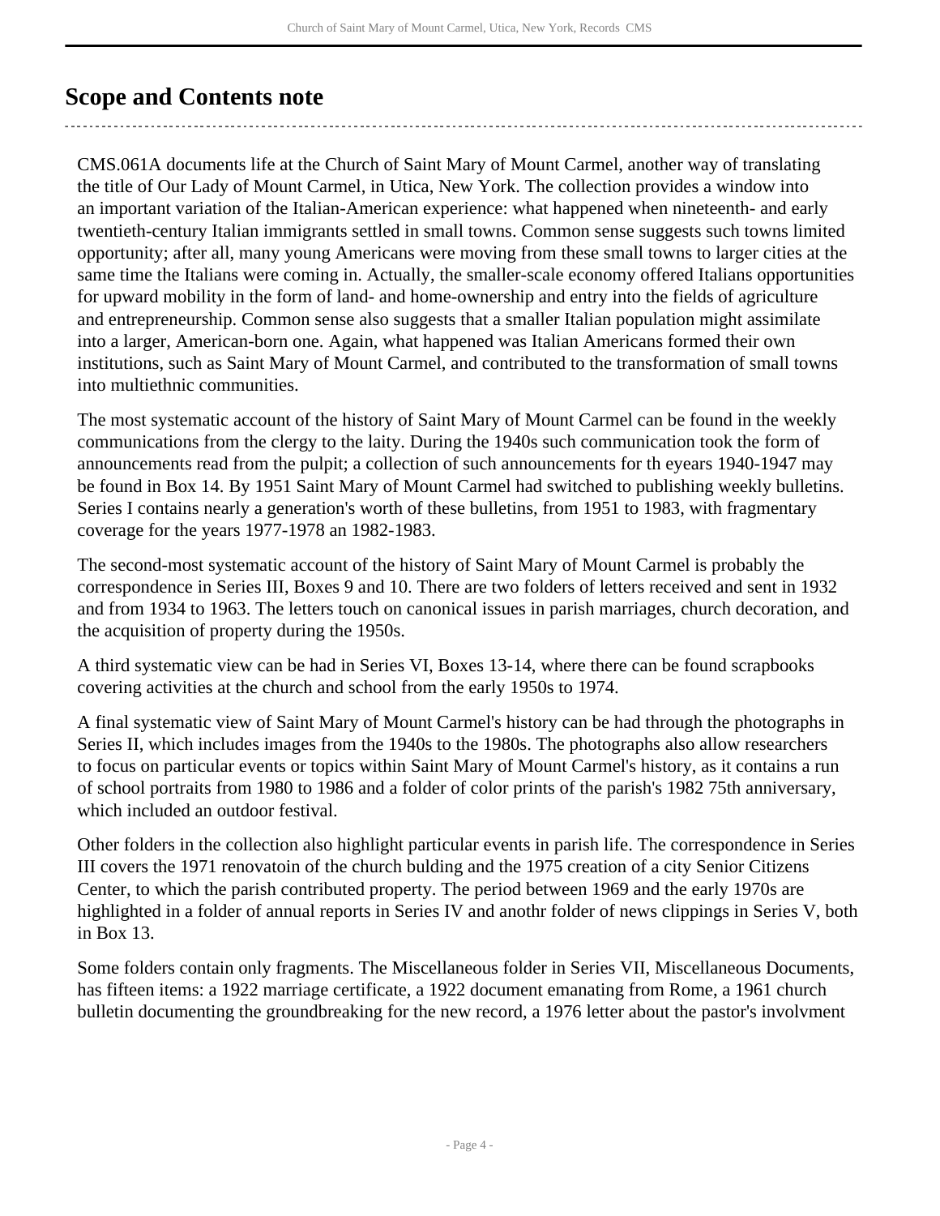## Scope and Contents note

CMS.061A documents life at the Church of Saint Mary of Mount Carmel, another way of translating the title of Our Lady of Mount Carmel, in Utica, New York. The collection provides a window into an important variation of the Italian-American experience: what happened when nineteenth- and early twentieth-century Italian immigrants settled in small towns. Common sense suggests such towns limited opportunity; after all, many young Americans were moving from these small towns to larger cities at the same time the Italians were coming in. Actually, the smaller-scale economy offered Italians opportunities for upward mobility in the form of land- and home-ownership and entry into the fields of agriculture and entrepreneurship. Common sense also suggests that a smaller Italian population might assimilate into a larger, American-born one. Again, what happened was Italian Americans formed their own institutions, such as Saint Mary of Mount Carmel, and contributed to the transformation of small towns into multiethnic communities.

The most systematic account of the history of Saint Mary of Mount Carmel can be found in the weekly communications from the clergy to the laity. During the 1940s such communication took the form of announcements read from the pulpit; a collection of such announcements for th eyears 1940-1947 may be found in Box 14. By 1951 Saint Mary of Mount Carmel had switched to publishing weekly bulletins. Series I contains nearly a generation's worth of these bulletins, from 1951 to 1983, with fragmentary coverage for the years 1977-1978 an 1982-1983.

The second-most systematic account of the history of Saint Mary of Mount Carmel is probably the correspondence in Series III, Boxes 9 and 10. There are two folders of letters received and sent in 1932 and from 1934 to 1963. The letters touch on canonical issues in parish marriages, church decoration, and the acquisition of property during the 1950s.

A third systematic view can be had in Series VI, Boxes 13-14, where there can be found scrapbooks covering activities at the church and school from the early 1950s to 1974.

A final systematic view of Saint Mary of Mount Carmel's history can be had through the photographs in Series II, which includes images from the 1940s to the 1980s. The photographs also allow researchers to focus on particular events or topics within Saint Mary of Mount Carmel's history, as it contains a run of school portraits from 1980 to 1986 and a folder of color prints of the parish's 1982 75th anniversary, which included an outdoor festival.

Other folders in the collection also highlight particular events in parish life. The correspondence in Series III covers the 1971 renovatoin of the church bulding and the 1975 creation of a city Senior Citizens Center, to which the parish contributed property. The period between 1969 and the early 1970s are highlighted in a folder of annual reports in Series IV and anothr folder of news clippings in Series V, both in Box 13.

Some folders contain only fragments. The Miscellaneous folder in Series VII, Miscellaneous Documents, has fifteen items: a 1922 marriage certificate, a 1922 document emanating from Rome, a 1961 church bulletin documenting the groundbreaking for the new record, a 1976 letter about the pastor's involvment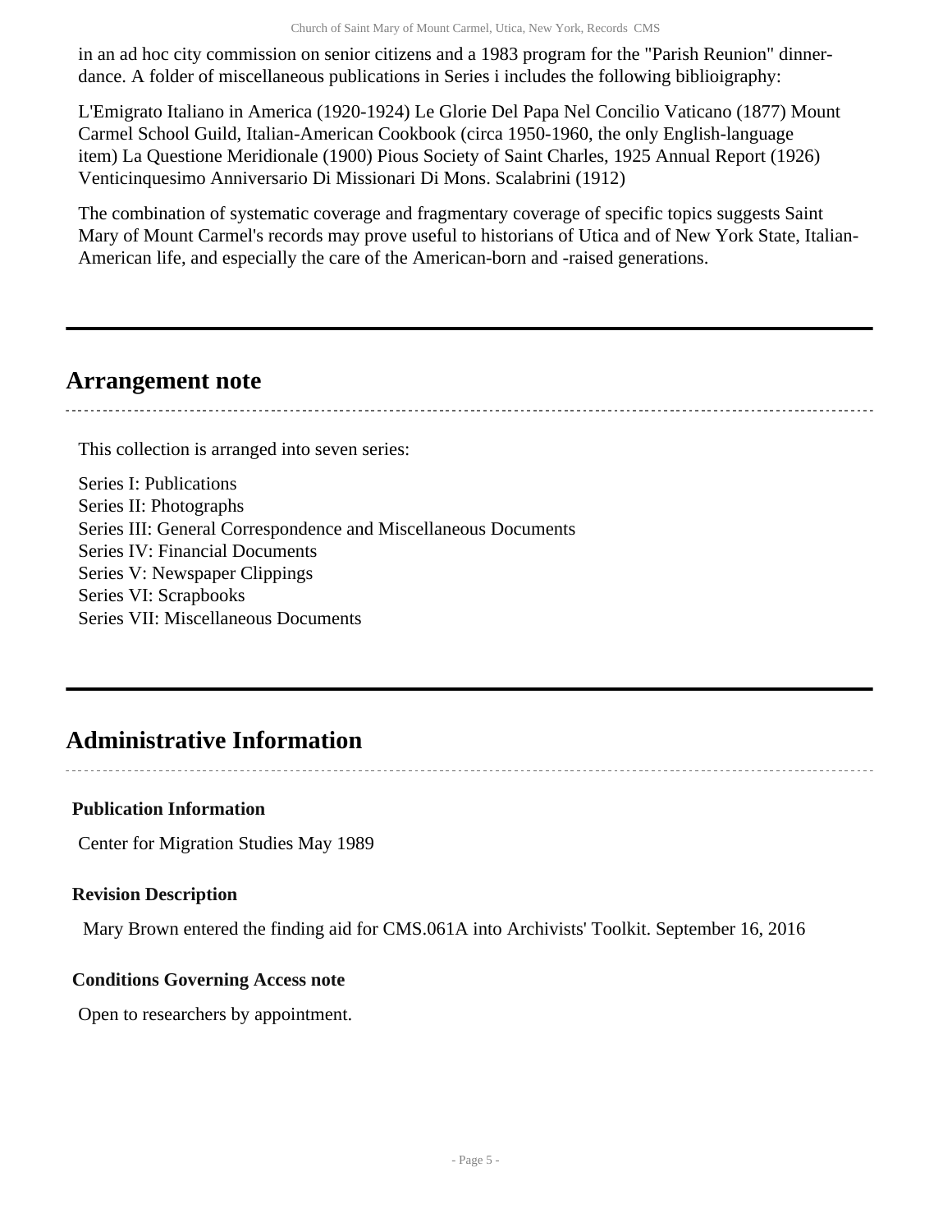in an ad hoc city commission on senior citizens and a 1983 program for the "Parish Reunion" dinner-dance. A folder of miscellaneous publications in Series i includes the following biblioigraphy:

L'Emigrato Italiano in America (1920-1924) Le Glorie Del Papa Nel Concilio Vaticano (1877) Mount Carmel School Guild, Italian-American Cookbook (circa 1950-1960, the only English-language item) La Questione Meridionale (1900) Pious Society of Saint Charles, 1925 Annual Report (1926) Venticinquesimo Anniversario Di Missionari Di Mons. Scalabrini (1912)

The combination of systematic coverage and fragmentary coverage of specific topics suggests Saint Mary of Mount Carmel's records may prove useful to historians of Utica and of New York State, Italian-American life, and especially the care of the American-born and -raised generations.

## Arrangement note

This collection is arranged into seven series:

Series I: Publications
Series II: Photographs
Series III: General Correspondence and Miscellaneous Documents
Series IV: Financial Documents
Series V: Newspaper Clippings
Series VI: Scrapbooks
Series VII: Miscellaneous Documents

## Administrative Information

### Publication Information

Center for Migration Studies May 1989

### Revision Description

Mary Brown entered the finding aid for CMS.061A into Archivists' Toolkit. September 16, 2016

### Conditions Governing Access note

Open to researchers by appointment.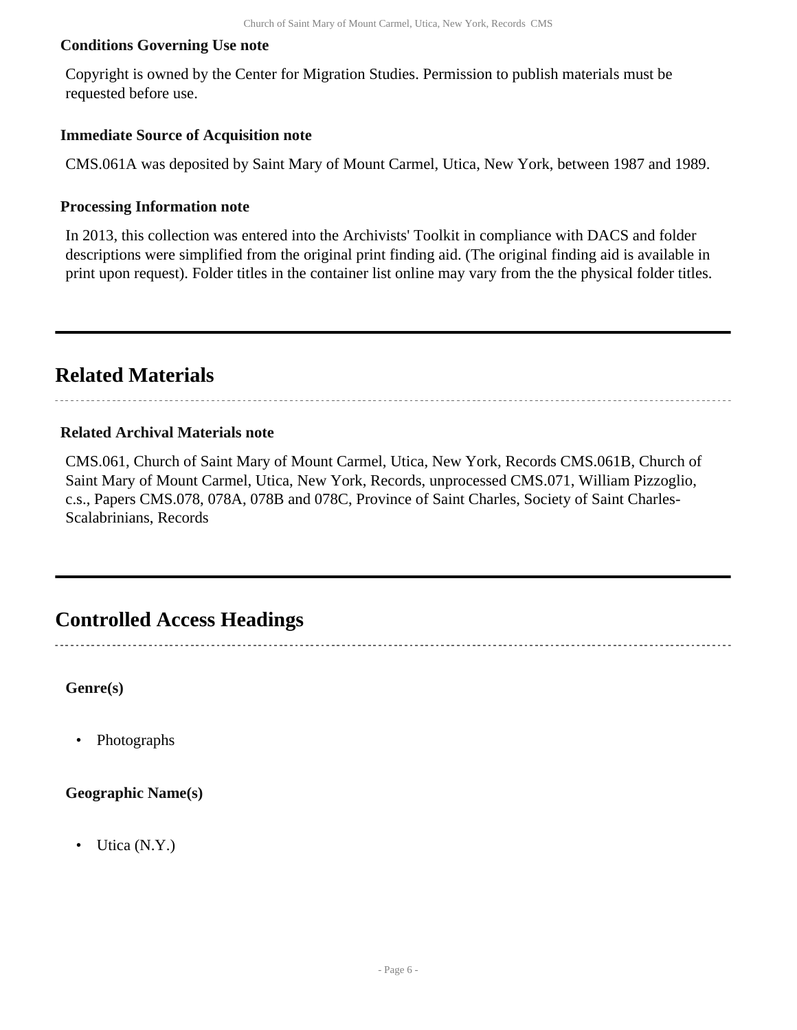**Conditions Governing Use note**

Copyright is owned by the Center for Migration Studies. Permission to publish materials must be requested before use.

**Immediate Source of Acquisition note**

CMS.061A was deposited by Saint Mary of Mount Carmel, Utica, New York, between 1987 and 1989.

**Processing Information note**

In 2013, this collection was entered into the Archivists' Toolkit in compliance with DACS and folder descriptions were simplified from the original print finding aid. (The original finding aid is available in print upon request). Folder titles in the container list online may vary from the the physical folder titles.

## Related Materials

**Related Archival Materials note**

CMS.061, Church of Saint Mary of Mount Carmel, Utica, New York, Records CMS.061B, Church of Saint Mary of Mount Carmel, Utica, New York, Records, unprocessed CMS.071, William Pizzoglio, c.s., Papers CMS.078, 078A, 078B and 078C, Province of Saint Charles, Society of Saint Charles-Scalabrinians, Records

## Controlled Access Headings

**Genre(s)**

- Photographs

**Geographic Name(s)**

- Utica (N.Y.)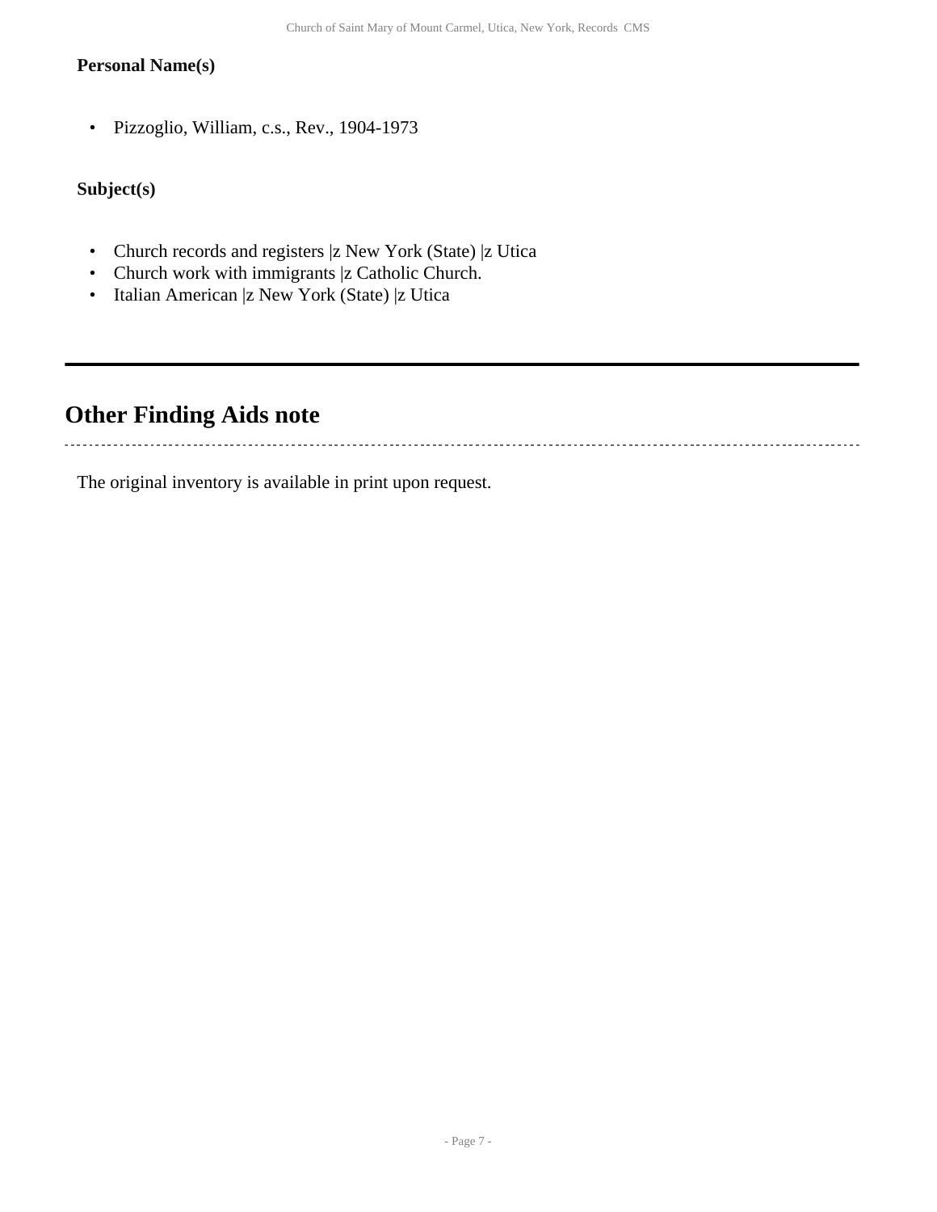**Personal Name(s)**

- Pizzoglio, William, c.s., Rev., 1904-1973

**Subject(s)**

- Church records and registers |z New York (State) |z Utica
- Church work with immigrants |z Catholic Church.
- Italian American |z New York (State) |z Utica

---

## Other Finding Aids note

The original inventory is available in print upon request.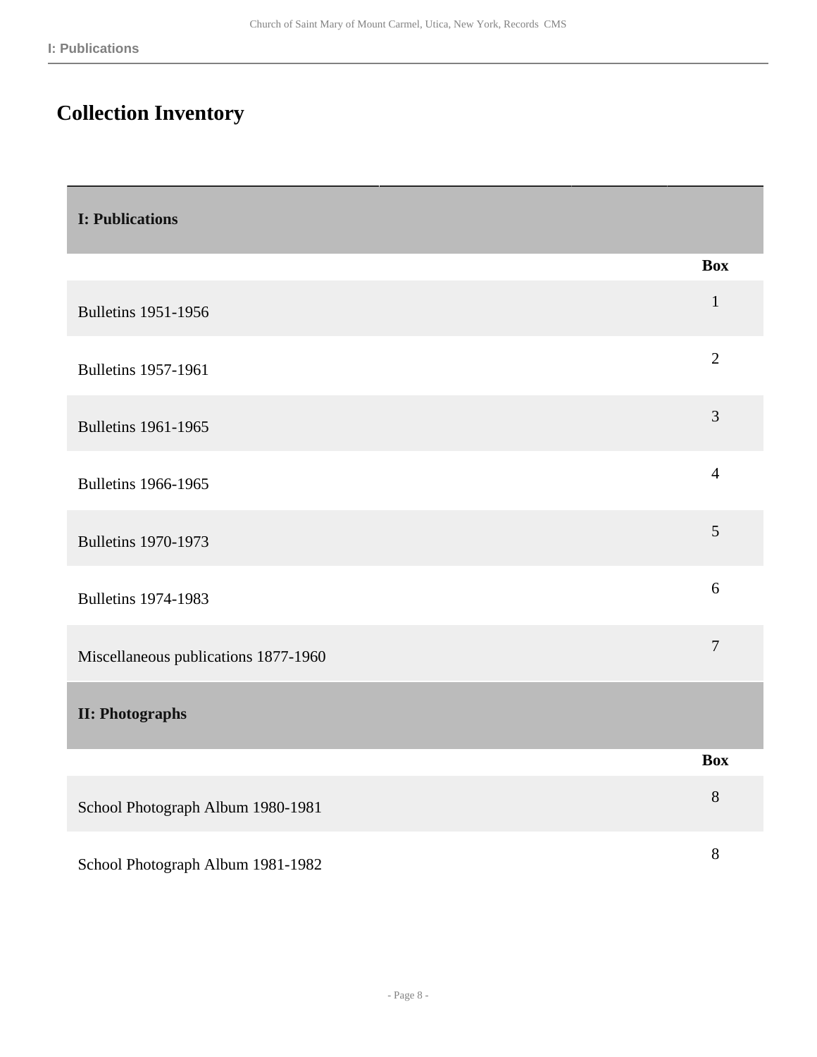# Collection Inventory

## I: Publications

| | Box |
|---|---|
| Bulletins 1951-1956 | 1 |
| Bulletins 1957-1961 | 2 |
| Bulletins 1961-1965 | 3 |
| Bulletins 1966-1965 | 4 |
| Bulletins 1970-1973 | 5 |
| Bulletins 1974-1983 | 6 |
| Miscellaneous publications 1877-1960 | 7 |

## II: Photographs

| | Box |
|---|---|
| School Photograph Album 1980-1981 | 8 |
| School Photograph Album 1981-1982 | 8 |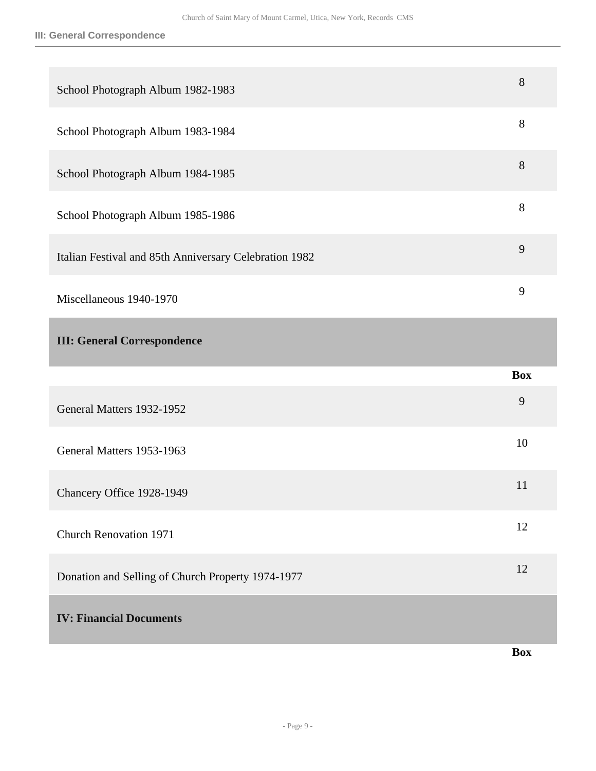| | |
|---|---|
| School Photograph Album 1982-1983 | 8 |
| School Photograph Album 1983-1984 | 8 |
| School Photograph Album 1984-1985 | 8 |
| School Photograph Album 1985-1986 | 8 |
| Italian Festival and 85th Anniversary Celebration 1982 | 9 |
| Miscellaneous 1940-1970 | 9 |

## III: General Correspondence

| | Box |
|---|---|
| General Matters 1932-1952 | 9 |
| General Matters 1953-1963 | 10 |
| Chancery Office 1928-1949 | 11 |
| Church Renovation 1971 | 12 |
| Donation and Selling of Church Property 1974-1977 | 12 |

## IV: Financial Documents

| | Box |
|---|---|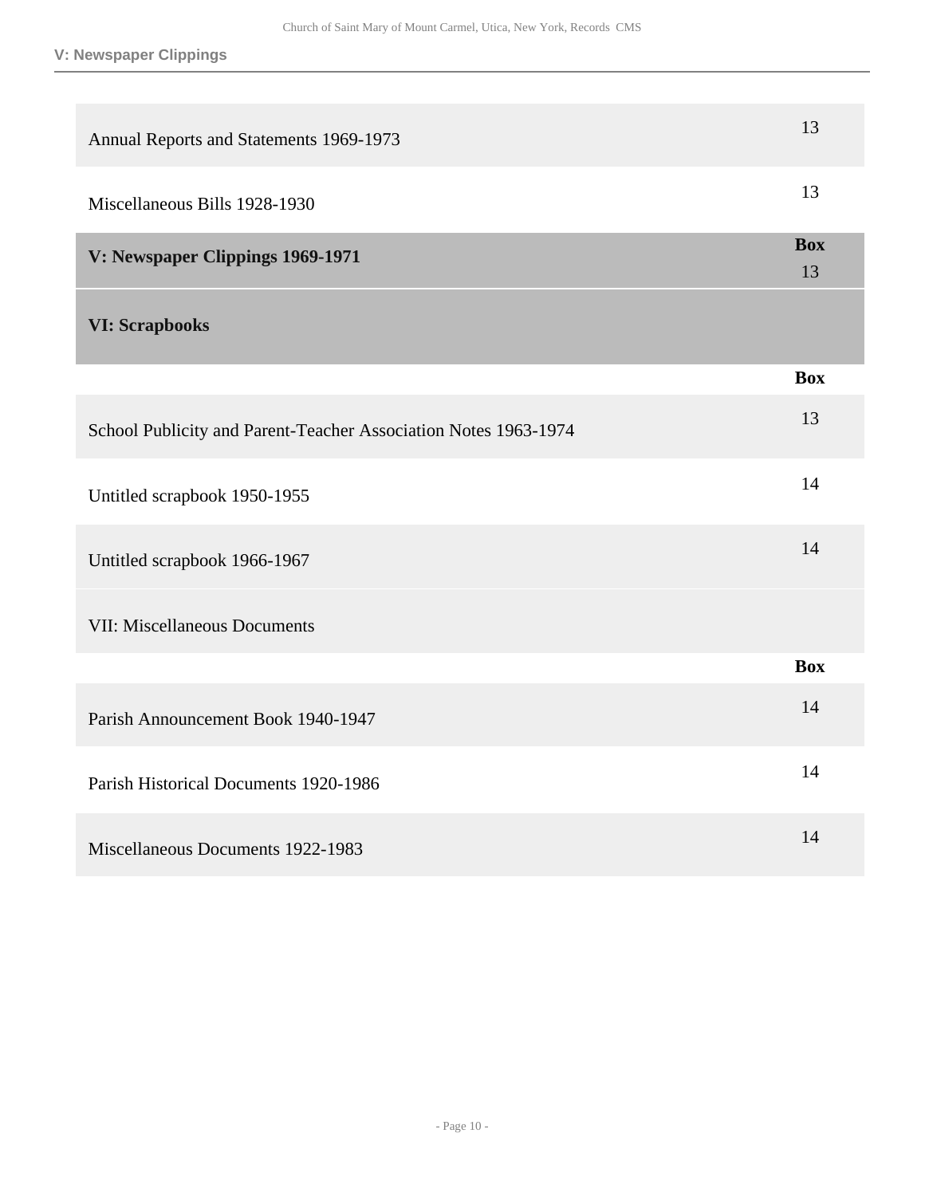| | |
|---|---|
| Annual Reports and Statements 1969-1973 | 13 |
| Miscellaneous Bills 1928-1930 | 13 |

## V: Newspaper Clippings 1969-1971

| | Box |
|---|---|
| | 13 |

## VI: Scrapbooks

| | Box |
|---|---|
| School Publicity and Parent-Teacher Association Notes 1963-1974 | 13 |
| Untitled scrapbook 1950-1955 | 14 |
| Untitled scrapbook 1966-1967 | 14 |

## VII: Miscellaneous Documents

| | Box |
|---|---|
| Parish Announcement Book 1940-1947 | 14 |
| Parish Historical Documents 1920-1986 | 14 |
| Miscellaneous Documents 1922-1983 | 14 |